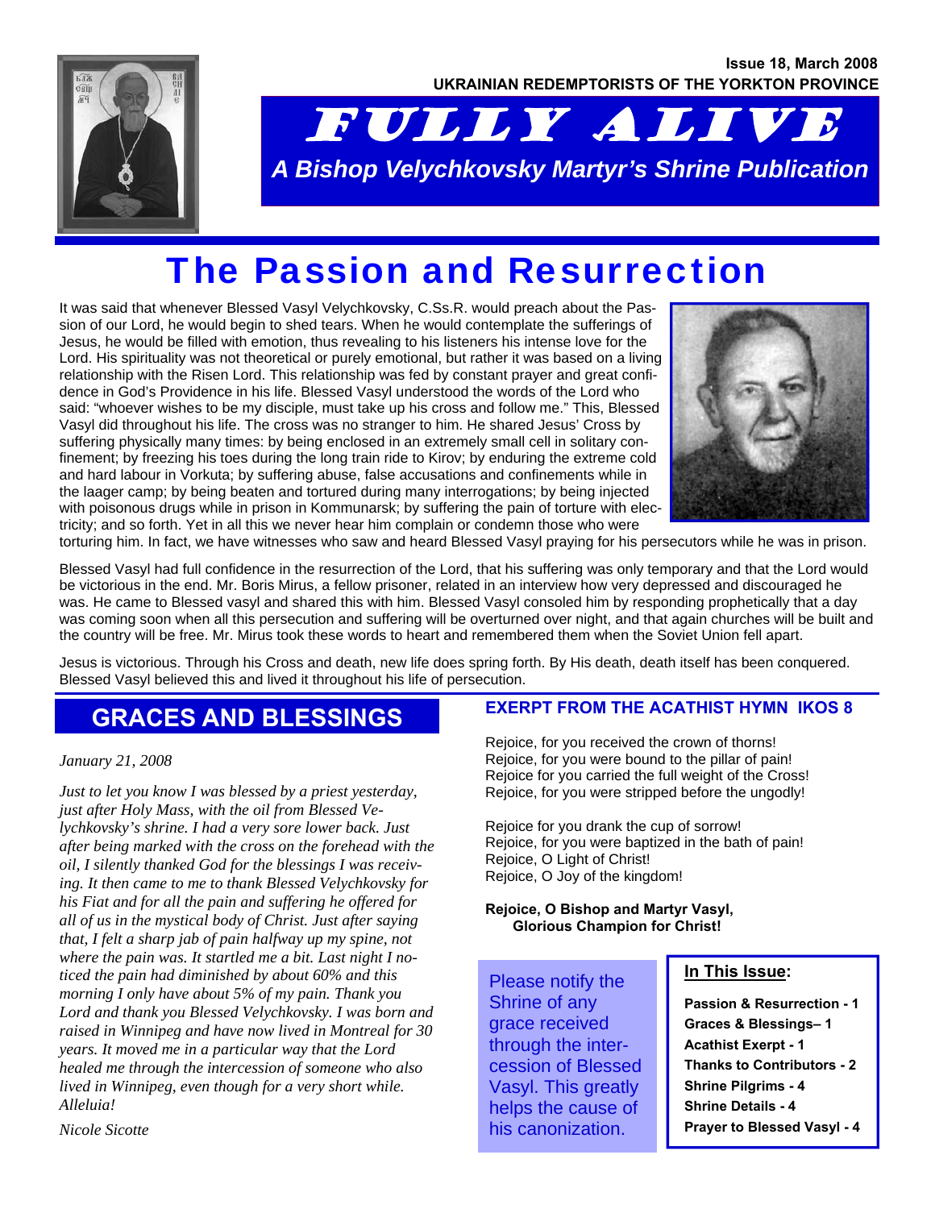Issue 18, March 2008

UKRAINIAN REDEMPTORISTS OF THE YORKTON PROVINCE

# FULLY ALIVE

*A Bishop Velychkovsky Martyr's Shrine Publication*

# The Passion and Resurrection

It was said that whenever Blessed Vasyl Velychkovsky, C.Ss.R. would preach about the Passion of our Lord, he would begin to shed tears. When he would contemplate the sufferings of Jesus, he would be filled with emotion, thus revealing to his listeners his intense love for the Lord. His spirituality was not theoretical or purely emotional, but rather it was based on a living relationship with the Risen Lord. This relationship was fed by constant prayer and great confidence in God's Providence in his life. Blessed Vasyl understood the words of the Lord who said: "whoever wishes to be my disciple, must take up his cross and follow me." This, Blessed Vasyl did throughout his life. The cross was no stranger to him. He shared Jesus' Cross by suffering physically many times: by being enclosed in an extremely small cell in solitary confinement; by freezing his toes during the long train ride to Kirov; by enduring the extreme cold and hard labour in Vorkuta; by suffering abuse, false accusations and confinements while in the laager camp; by being beaten and tortured during many interrogations; by being injected with poisonous drugs while in prison in Kommunarsk; by suffering the pain of torture with electricity; and so forth. Yet in all this we never hear him complain or condemn those who were torturing him. In fact, we have witnesses who saw and heard Blessed Vasyl praying for his persecutors while he was in prison.

Blessed Vasyl had full confidence in the resurrection of the Lord, that his suffering was only temporary and that the Lord would be victorious in the end. Mr. Boris Mirus, a fellow prisoner, related in an interview how very depressed and discouraged he was. He came to Blessed vasyl and shared this with him. Blessed Vasyl consoled him by responding prophetically that a day was coming soon when all this persecution and suffering will be overturned over night, and that again churches will be built and the country will be free. Mr. Mirus took these words to heart and remembered them when the Soviet Union fell apart.

Jesus is victorious. Through his Cross and death, new life does spring forth. By His death, death itself has been conquered. Blessed Vasyl believed this and lived it throughout his life of persecution.

## GRACES AND BLESSINGS

*January 21, 2008*

*Just to let you know I was blessed by a priest yesterday, just after Holy Mass, with the oil from Blessed Velychkovsky's shrine. I had a very sore lower back. Just after being marked with the cross on the forehead with the oil, I silently thanked God for the blessings I was receiving. It then came to me to thank Blessed Velychkovsky for his Fiat and for all the pain and suffering he offered for all of us in the mystical body of Christ. Just after saying that, I felt a sharp jab of pain halfway up my spine, not where the pain was. It startled me a bit. Last night I noticed the pain had diminished by about 60% and this morning I only have about 5% of my pain. Thank you Lord and thank you Blessed Velychkovsky. I was born and raised in Winnipeg and have now lived in Montreal for 30 years. It moved me in a particular way that the Lord healed me through the intercession of someone who also lived in Winnipeg, even though for a very short while. Alleluia!*

*Nicole Sicotte*

## EXERPT FROM THE ACATHIST HYMN IKOS 8

Rejoice, for you received the crown of thorns!
Rejoice, for you were bound to the pillar of pain!
Rejoice for you carried the full weight of the Cross!
Rejoice, for you were stripped before the ungodly!

Rejoice for you drank the cup of sorrow!
Rejoice, for you were baptized in the bath of pain!
Rejoice, O Light of Christ!
Rejoice, O Joy of the kingdom!

**Rejoice, O Bishop and Martyr Vasyl,**
**Glorious Champion for Christ!**

Please notify the Shrine of any grace received through the intercession of Blessed Vasyl. This greatly helps the cause of his canonization.

**In This Issue:**

**Passion & Resurrection - 1**
**Graces & Blessings– 1**
**Acathist Exerpt - 1**
**Thanks to Contributors - 2**
**Shrine Pilgrims - 4**
**Shrine Details - 4**
**Prayer to Blessed Vasyl - 4**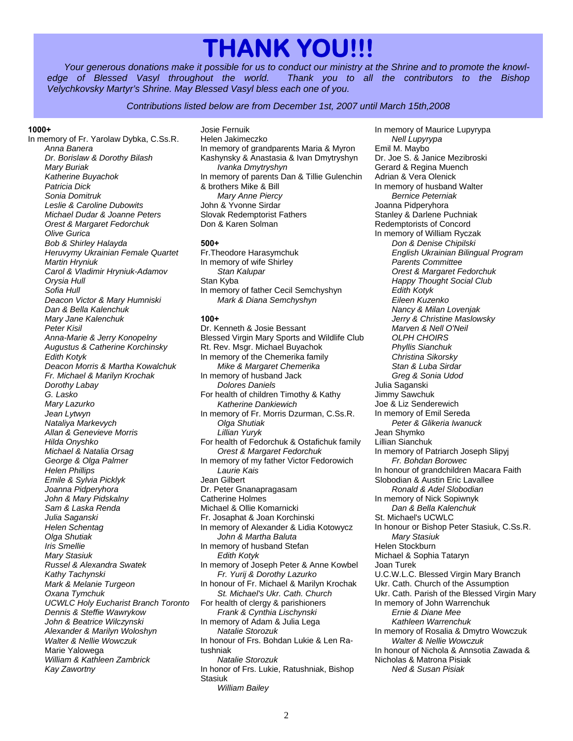# THANK YOU!!!

*Your generous donations make it possible for us to conduct our ministry at the Shrine and to promote the knowledge of Blessed Vasyl throughout the world. Thank you to all the contributors to the Bishop Velychkovsky Martyr's Shrine. May Blessed Vasyl bless each one of you.*

*Contributions listed below are from December 1st, 2007 until March 15th,2008*

**1000+**

In memory of Fr. Yarolaw Dybka, C.Ss.R.
*Anna Banera*
*Dr. Borislaw & Dorothy Bilash*
*Mary Buriak*
*Katherine Buyachok*
*Patricia Dick*
*Sonia Domitruk*
*Leslie & Caroline Dubowits*
*Michael Dudar & Joanne Peters*
*Orest & Margaret Fedorchuk*
*Olive Gurica*
*Bob & Shirley Halayda*
*Heruvymy Ukrainian Female Quartet*
*Martin Hryniuk*
*Carol & Vladimir Hryniuk-Adamov*
*Orysia Hull*
*Sofia Hull*
*Deacon Victor & Mary Humniski*
*Dan & Bella Kalenchuk*
*Mary Jane Kalenchuk*
*Peter Kisil*
*Anna-Marie & Jerry Konopelny*
*Augustus & Catherine Korchinsky*
*Edith Kotyk*
*Deacon Morris & Martha Kowalchuk*
*Fr. Michael & Marilyn Krochak*
*Dorothy Labay*
*G. Lasko*
*Mary Lazurko*
*Jean Lytwyn*
*Nataliya Markevych*
*Allan & Genevieve Morris*
*Hilda Onyshko*
*Michael & Natalia Orsag*
*George & Olga Palmer*
*Helen Phillips*
*Emile & Sylvia Picklyk*
*Joanna Pidperyhora*
*John & Mary Pidskalny*
*Sam & Laska Renda*
*Julia Saganski*
*Helen Schentag*
*Olga Shutiak*
*Iris Smellie*
*Mary Stasiuk*
*Russel & Alexandra Swatek*
*Kathy Tachynski*
*Mark & Melanie Turgeon*
*Oxana Tymchuk*
*UCWLC Holy Eucharist Branch Toronto*
*Dennis & Steffie Wawrykow*
*John & Beatrice Wilczynski*
*Alexander & Marilyn Woloshyn*
*Walter & Nellie Wowczuk*
Marie Yalowega
*William & Kathleen Zambrick*
*Kay Zawortny*
Josie Fernuik
Helen Jakimeczko
In memory of grandparents Maria & Myron Kashynsky & Anastasia & Ivan Dmytryshyn
*Ivanka Dmytryshyn*
In memory of parents Dan & Tillie Gulenchin & brothers Mike & Bill
*Mary Anne Piercy*
John & Yvonne Sirdar
Slovak Redemptorist Fathers
Don & Karen Solman

**500+**

Fr.Theodore Harasymchuk
In memory of wife Shirley
*Stan Kalupar*
Stan Kyba
In memory of father Cecil Semchyshyn
*Mark & Diana Semchyshyn*

**100+**

Dr. Kenneth & Josie Bessant
Blessed Virgin Mary Sports and Wildlife Club
Rt. Rev. Msgr. Michael Buyachok
In memory of the Chemerika family
*Mike & Margaret Chemerika*
In memory of husband Jack
*Dolores Daniels*
For health of children Timothy & Kathy
*Katherine Dankiewich*
In memory of Fr. Morris Dzurman, C.Ss.R.
*Olga Shutiak*
*Lillian Yuryk*
For health of Fedorchuk & Ostafichuk family
*Orest & Margaret Fedorchuk*
In memory of my father Victor Fedorowich
*Laurie Kais*
Jean Gilbert
Dr. Peter Gnanapragasam
Catherine Holmes
Michael & Ollie Komarnicki
Fr. Josaphat & Joan Korchinski
In memory of Alexander & Lidia Kotowycz
*John & Martha Baluta*
In memory of husband Stefan
*Edith Kotyk*
In memory of Joseph Peter & Anne Kowbel
*Fr. Yurij & Dorothy Lazurko*
In honour of Fr. Michael & Marilyn Krochak
*St. Michael's Ukr. Cath. Church*
For health of clergy & parishioners
*Frank & Cynthia Lischynski*
In memory of Adam & Julia Lega
*Natalie Storozuk*
In honour of Frs. Bohdan Lukie & Len Ratushniak
*Natalie Storozuk*
In honor of Frs. Lukie, Ratushniak, Bishop Stasiuk
*William Bailey*
In memory of Maurice Lupyrypa
*Nell Lupyrypa*
Emil M. Maybo
Dr. Joe S. & Janice Mezibroski
Gerard & Regina Muench
Adrian & Vera Olenick
In memory of husband Walter
*Bernice Peterniak*
Joanna Pidperyhora
Stanley & Darlene Puchniak
Redemptorists of Concord
In memory of William Ryczak
*Don & Denise Chipilski*
*English Ukrainian Bilingual Program*
*Parents Committee*
*Orest & Margaret Fedorchuk*
*Happy Thought Social Club*
*Edith Kotyk*
*Eileen Kuzenko*
*Nancy & Milan Lovenjak*
*Jerry & Christine Maslowsky*
*Marven & Nell O'Neil*
*OLPH CHOIRS*
*Phyllis Sianchuk*
*Christina Sikorsky*
*Stan & Luba Sirdar*
*Greg & Sonia Udod*
Julia Saganski
Jimmy Sawchuk
Joe & Liz Senderewich
In memory of Emil Sereda
*Peter & Glikeria Iwanuck*
Jean Shymko
Lillian Sianchuk
In memory of Patriarch Joseph Slipyj
*Fr. Bohdan Borowec*
In honour of grandchildren Macara Faith Slobodian & Austin Eric Lavallee
*Ronald & Adel Slobodian*
In memory of Nick Sopiwnyk
*Dan & Bella Kalenchuk*
St. Michael's UCWLC
In honour or Bishop Peter Stasiuk, C.Ss.R.
*Mary Stasiuk*
Helen Stockburn
Michael & Sophia Tataryn
Joan Turek
U.C.W.L.C. Blessed Virgin Mary Branch
Ukr. Cath. Church of the Assumption
Ukr. Cath. Parish of the Blessed Virgin Mary
In memory of John Warrenchuk
*Ernie & Diane Mee*
*Kathleen Warrenchuk*
In memory of Rosalia & Dmytro Wowczuk
*Walter & Nellie Wowczuk*
In honour of Nichola & Annsotia Zawada & Nicholas & Matrona Pisiak
*Ned & Susan Pisiak*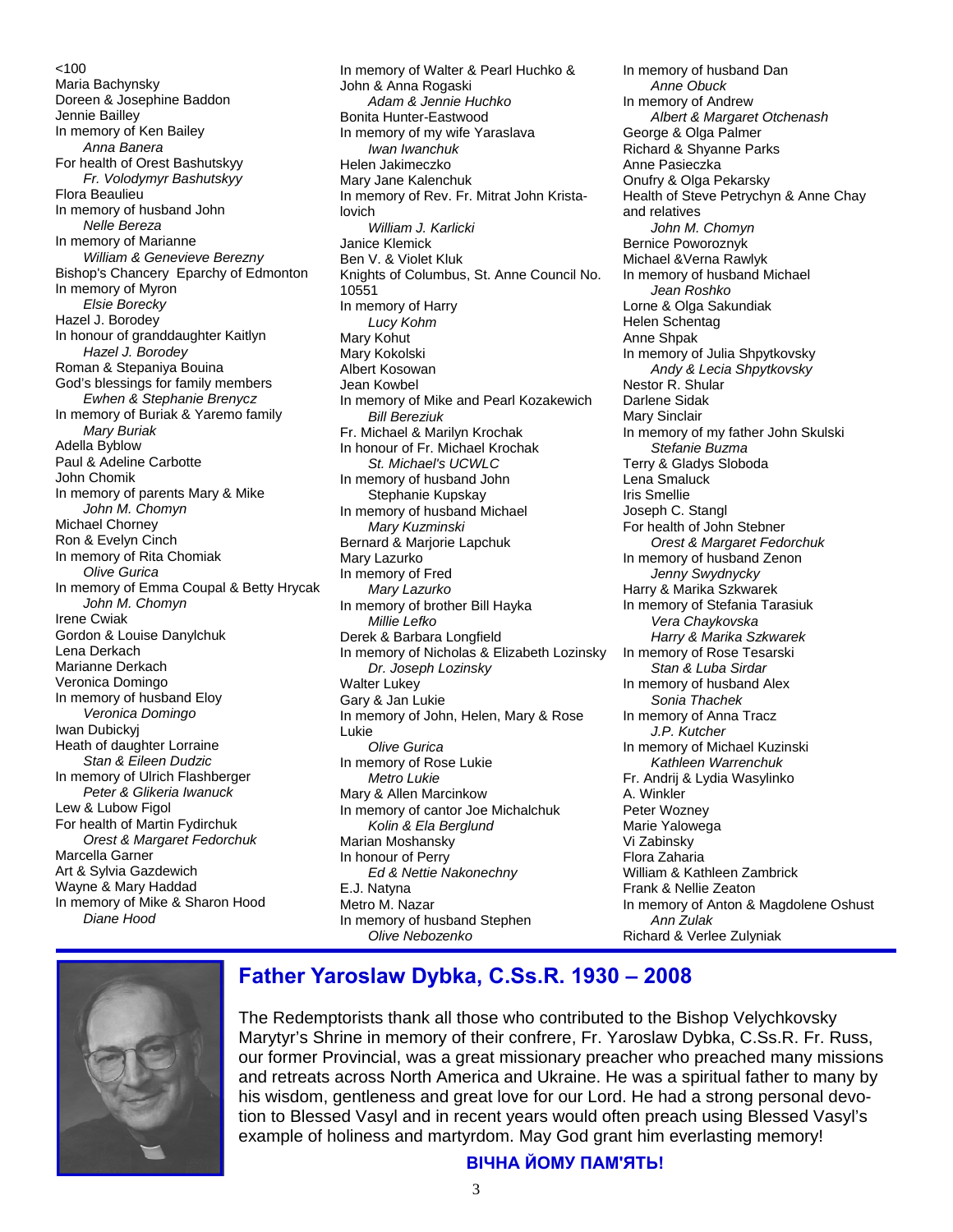<100

Maria Bachynsky
Doreen & Josephine Baddon
Jennie Bailley
In memory of Ken Bailey
*Anna Banera*
For health of Orest Bashutskyy
*Fr. Volodymyr Bashutskyy*
Flora Beaulieu
In memory of husband John
*Nelle Bereza*
In memory of Marianne
*William & Genevieve Berezny*
Bishop's Chancery Eparchy of Edmonton
In memory of Myron
*Elsie Borecky*
Hazel J. Borodey
In honour of granddaughter Kaitlyn
*Hazel J. Borodey*
Roman & Stepaniya Bouina
God's blessings for family members
*Ewhen & Stephanie Brenycz*
In memory of Buriak & Yaremo family
*Mary Buriak*
Adella Byblow
Paul & Adeline Carbotte
John Chomik
In memory of parents Mary & Mike
*John M. Chomyn*
Michael Chorney
Ron & Evelyn Cinch
In memory of Rita Chomiak
*Olive Gurica*
In memory of Emma Coupal & Betty Hrycak
*John M. Chomyn*
Irene Cwiak
Gordon & Louise Danylchuk
Lena Derkach
Marianne Derkach
Veronica Domingo
In memory of husband Eloy
*Veronica Domingo*
Iwan Dubickyj
Heath of daughter Lorraine
*Stan & Eileen Dudzic*
In memory of Ulrich Flashberger
*Peter & Glikeria Iwanuck*
Lew & Lubow Figol
For health of Martin Fydirchuk
*Orest & Margaret Fedorchuk*
Marcella Garner
Art & Sylvia Gazdewich
Wayne & Mary Haddad
In memory of Mike & Sharon Hood
*Diane Hood*

In memory of Walter & Pearl Huchko & John & Anna Rogaski
*Adam & Jennie Huchko*
Bonita Hunter-Eastwood
In memory of my wife Yaraslava
*Iwan Iwanchuk*
Helen Jakimeczko
Mary Jane Kalenchuk
In memory of Rev. Fr. Mitrat John Kristalovich
*William J. Karlicki*
Janice Klemick
Ben V. & Violet Kluk
Knights of Columbus, St. Anne Council No. 10551
In memory of Harry
*Lucy Kohm*
Mary Kohut
Mary Kokolski
Albert Kosowan
Jean Kowbel
In memory of Mike and Pearl Kozakewich
*Bill Bereziuk*
Fr. Michael & Marilyn Krochak
In honour of Fr. Michael Krochak
*St. Michael's UCWLC*
In memory of husband John
Stephanie Kupskay
In memory of husband Michael
*Mary Kuzminski*
Bernard & Marjorie Lapchuk
Mary Lazurko
In memory of Fred
*Mary Lazurko*
In memory of brother Bill Hayka
*Millie Lefko*
Derek & Barbara Longfield
In memory of Nicholas & Elizabeth Lozinsky
*Dr. Joseph Lozinsky*
Walter Lukey
Gary & Jan Lukie
In memory of John, Helen, Mary & Rose Lukie
*Olive Gurica*
In memory of Rose Lukie
*Metro Lukie*
Mary & Allen Marcinkow
In memory of cantor Joe Michalchuk
*Kolin & Ela Berglund*
Marian Moshansky
In honour of Perry
*Ed & Nettie Nakonechny*
E.J. Natyna
Metro M. Nazar
In memory of husband Stephen
*Olive Nebozenko*

In memory of husband Dan
*Anne Obuck*
In memory of Andrew
*Albert & Margaret Otchenash*
George & Olga Palmer
Richard & Shyanne Parks
Anne Pasieczka
Onufry & Olga Pekarsky
Health of Steve Petrychyn & Anne Chay and relatives
*John M. Chomyn*
Bernice Poworoznyk
Michael &Verna Rawlyk
In memory of husband Michael
*Jean Roshko*
Lorne & Olga Sakundiak
Helen Schentag
Anne Shpak
In memory of Julia Shpytkovsky
*Andy & Lecia Shpytkovsky*
Nestor R. Shular
Darlene Sidak
Mary Sinclair
In memory of my father John Skulski
*Stefanie Buzma*
Terry & Gladys Sloboda
Lena Smaluck
Iris Smellie
Joseph C. Stangl
For health of John Stebner
*Orest & Margaret Fedorchuk*
In memory of husband Zenon
*Jenny Swydnycky*
Harry & Marika Szkwarek
In memory of Stefania Tarasiuk
*Vera Chaykovska*
*Harry & Marika Szkwarek*
In memory of Rose Tesarski
*Stan & Luba Sirdar*
In memory of husband Alex
*Sonia Thachek*
In memory of Anna Tracz
*J.P. Kutcher*
In memory of Michael Kuzinski
*Kathleen Warrenchuk*
Fr. Andrij & Lydia Wasylinko
A. Winkler
Peter Wozney
Marie Yalowega
Vi Zabinsky
Flora Zaharia
William & Kathleen Zambrick
Frank & Nellie Zeaton
In memory of Anton & Magdolene Oshust
*Ann Zulak*
Richard & Verlee Zulyniak

## Father Yaroslaw Dybka, C.Ss.R. 1930 – 2008

The Redemptorists thank all those who contributed to the Bishop Velychkovsky Marytyr's Shrine in memory of their confrere, Fr. Yaroslaw Dybka, C.Ss.R. Fr. Russ, our former Provincial, was a great missionary preacher who preached many missions and retreats across North America and Ukraine. He was a spiritual father to many by his wisdom, gentleness and great love for our Lord. He had a strong personal devotion to Blessed Vasyl and in recent years would often preach using Blessed Vasyl's example of holiness and martyrdom. May God grant him everlasting memory!

**ВІЧНА ЙОМУ ПАМ'ЯТЬ!**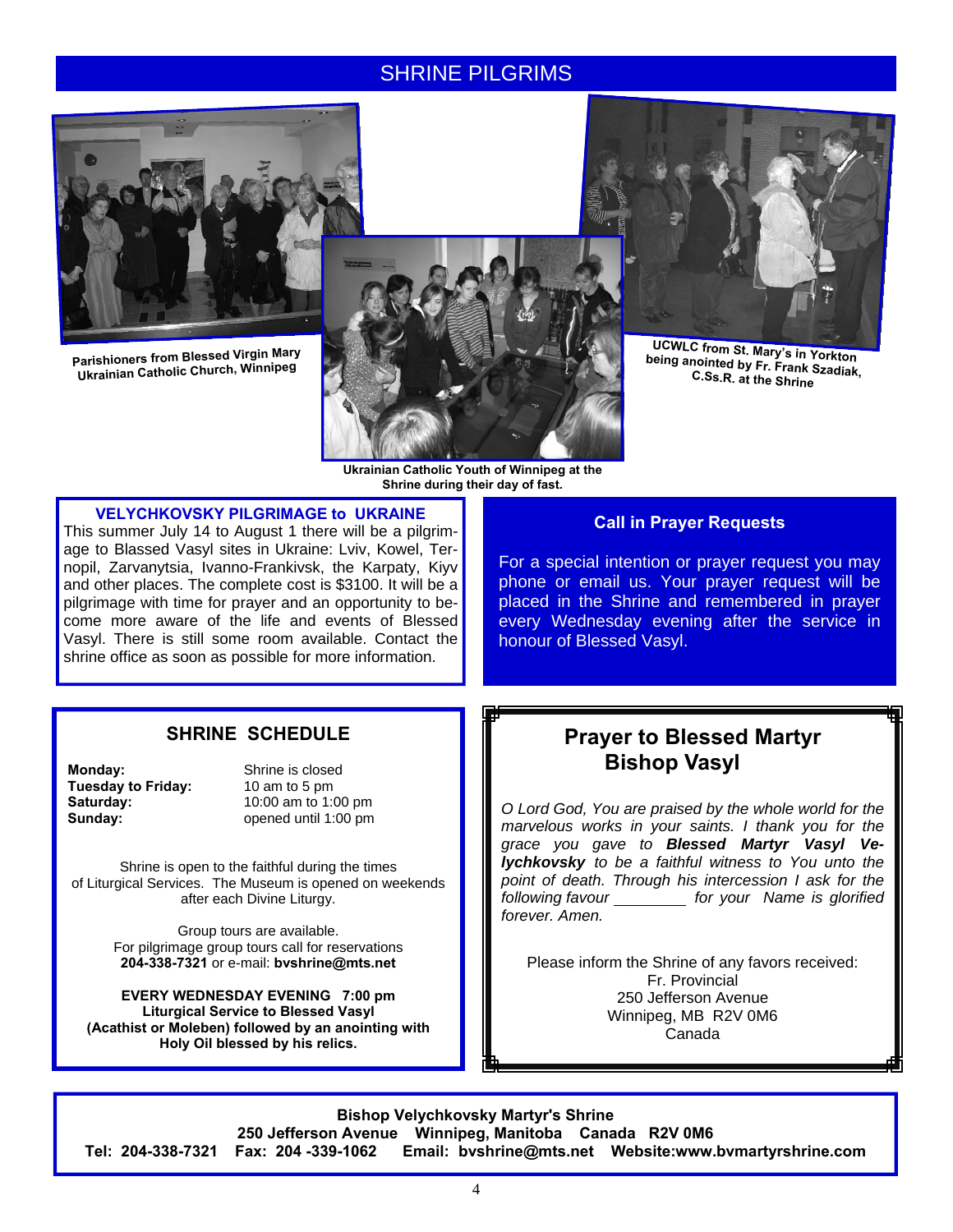# SHRINE PILGRIMS

Parishioners from Blessed Virgin Mary Ukrainian Catholic Church, Winnipeg

UCWLC from St. Mary's in Yorkton being anointed by Fr. Frank Szadiak, C.Ss.R. at the Shrine

Ukrainian Catholic Youth of Winnipeg at the Shrine during their day of fast.

### VELYCHKOVSKY PILGRIMAGE to UKRAINE

This summer July 14 to August 1 there will be a pilgrimage to Blassed Vasyl sites in Ukraine: Lviv, Kowel, Ternopil, Zarvanytsia, Ivanno-Frankivsk, the Karpaty, Kiyv and other places. The complete cost is $3100. It will be a pilgrimage with time for prayer and an opportunity to become more aware of the life and events of Blessed Vasyl. There is still some room available. Contact the shrine office as soon as possible for more information.

### Call in Prayer Requests

For a special intention or prayer request you may phone or email us. Your prayer request will be placed in the Shrine and remembered in prayer every Wednesday evening after the service in honour of Blessed Vasyl.

### SHRINE SCHEDULE

| | |
|---|---|
| **Monday:** | Shrine is closed |
| **Tuesday to Friday:** | 10 am to 5 pm |
| **Saturday:** | 10:00 am to 1:00 pm |
| **Sunday:** | opened until 1:00 pm |

Shrine is open to the faithful during the times of Liturgical Services. The Museum is opened on weekends after each Divine Liturgy.

Group tours are available.
For pilgrimage group tours call for reservations
**204-338-7321** or e-mail: **bvshrine@mts.net**

**EVERY WEDNESDAY EVENING 7:00 pm**
**Liturgical Service to Blessed Vasyl**
**(Acathist or Moleben) followed by an anointing with Holy Oil blessed by his relics.**

### Prayer to Blessed Martyr Bishop Vasyl

*O Lord God, You are praised by the whole world for the marvelous works in your saints. I thank you for the grace you gave to* ***Blessed Martyr Vasyl Velychkovsky*** *to be a faithful witness to You unto the point of death. Through his intercession I ask for the following favour \_\_\_\_\_\_\_\_ for your Name is glorified forever. Amen.*

Please inform the Shrine of any favors received:
Fr. Provincial
250 Jefferson Avenue
Winnipeg, MB R2V 0M6
Canada

**Bishop Velychkovsky Martyr's Shrine**
**250 Jefferson Avenue Winnipeg, Manitoba Canada R2V 0M6**
**Tel: 204-338-7321 Fax: 204 -339-1062 Email: bvshrine@mts.net Website:www.bvmartyrshrine.com**